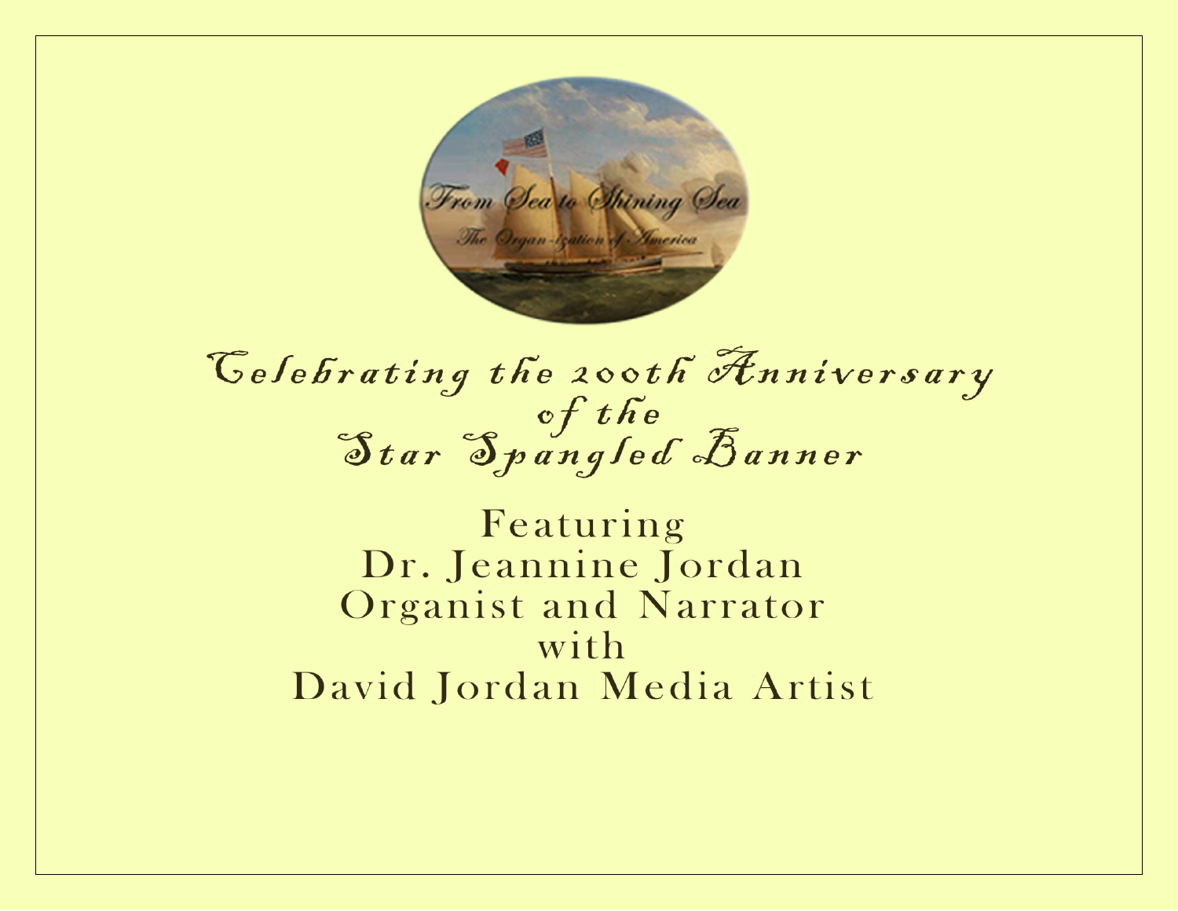From Sea to Shining Sea

The Organ-ization of America

# Celebrating the 200th Anniversary of the Star Spangled Banner

Featuring
Dr. Jeannine Jordan
Organist and Narrator
with
David Jordan Media Artist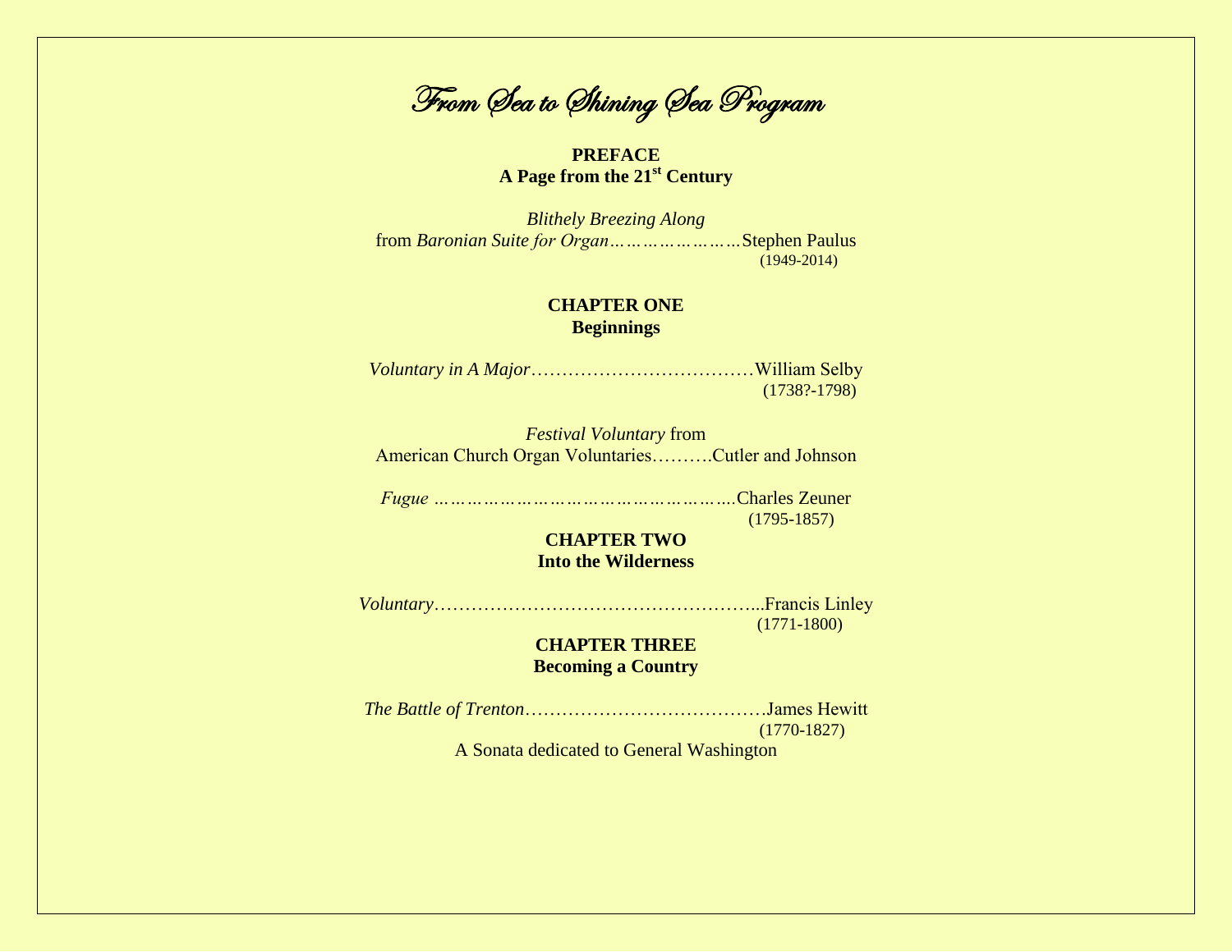# From Sea to Shining Sea Program

**PREFACE**
**A Page from the 21st Century**

*Blithely Breezing Along*
from *Baronian Suite for Organ*……………………Stephen Paulus
(1949-2014)

**CHAPTER ONE**
**Beginnings**

*Voluntary in A Major*………………………………William Selby
(1738?-1798)

*Festival Voluntary* from
American Church Organ Voluntaries……….Cutler and Johnson

*Fugue* ……………………………………………….Charles Zeuner
(1795-1857)

**CHAPTER TWO**
**Into the Wilderness**

*Voluntary*……………………………………………...Francis Linley
(1771-1800)

**CHAPTER THREE**
**Becoming a Country**

*The Battle of Trenton*………………………………….James Hewitt
(1770-1827)

A Sonata dedicated to General Washington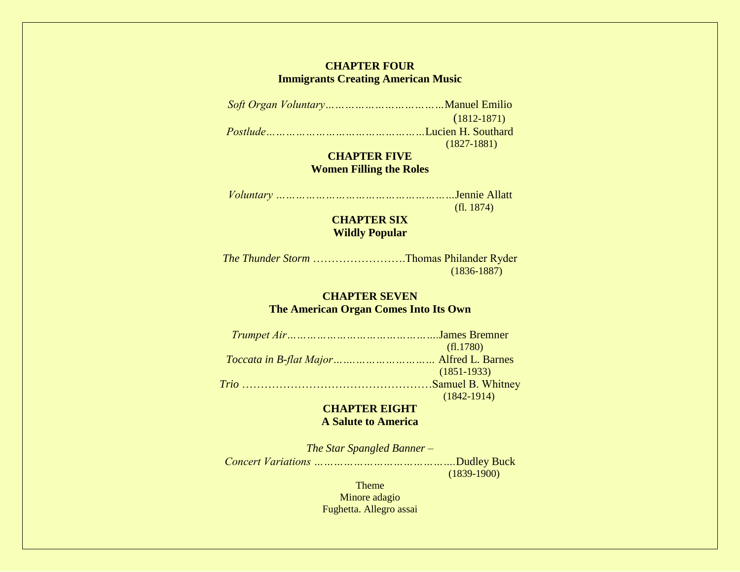## CHAPTER FOUR
## Immigrants Creating American Music

*Soft Organ Voluntary*……………………………Manuel Emilio
(1812-1871)

*Postlude*………………………………………Lucien H. Southard
(1827-1881)

## CHAPTER FIVE
## Women Filling the Roles

*Voluntary* ……………………………………………Jennie Allatt
(fl. 1874)

## CHAPTER SIX
## Wildly Popular

*The Thunder Storm* …………………….Thomas Philander Ryder
(1836-1887)

## CHAPTER SEVEN
## The American Organ Comes Into Its Own

*Trumpet Air*……………………………………..James Bremner
(fl.1780)

*Toccata in B-flat Major*……………………………… Alfred L. Barnes
(1851-1933)

*Trio* ……………………………………………Samuel B. Whitney
(1842-1914)

## CHAPTER EIGHT
## A Salute to America

*The Star Spangled Banner –*
*Concert Variations* …………………………………….Dudley Buck
(1839-1900)

Theme
Minore adagio
Fughetta. Allegro assai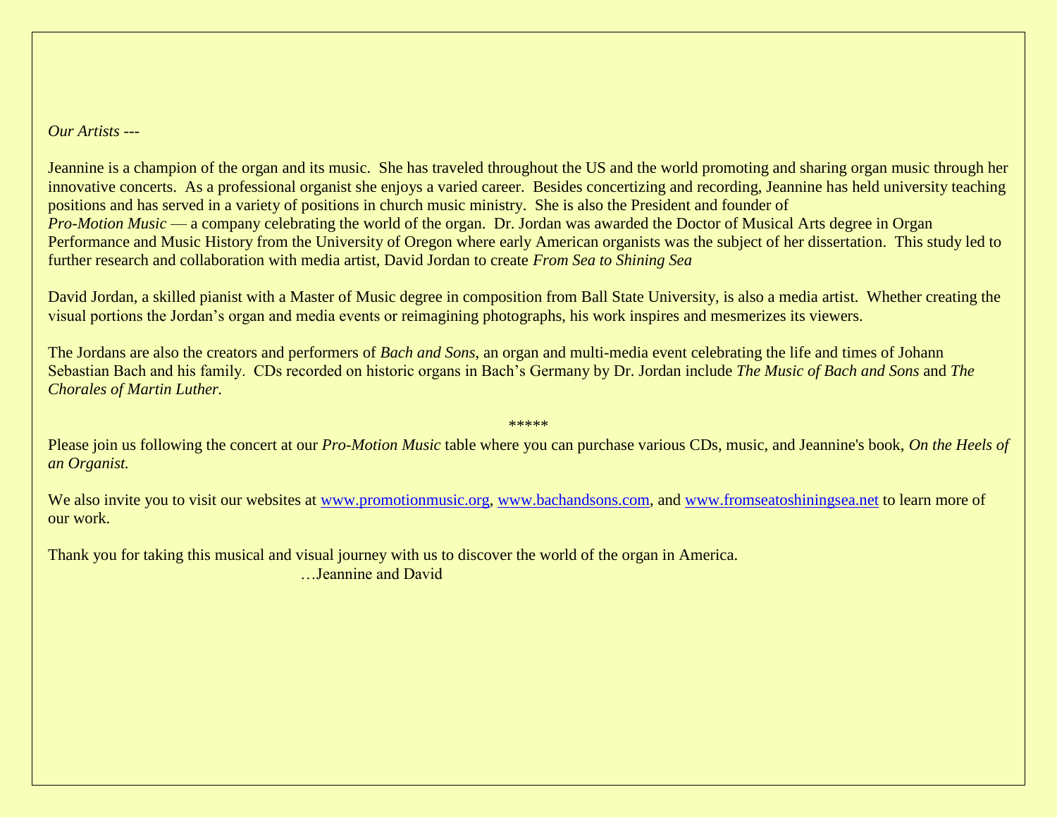*Our Artists ---*

Jeannine is a champion of the organ and its music. She has traveled throughout the US and the world promoting and sharing organ music through her innovative concerts. As a professional organist she enjoys a varied career. Besides concertizing and recording, Jeannine has held university teaching positions and has served in a variety of positions in church music ministry. She is also the President and founder of *Pro-Motion Music* — a company celebrating the world of the organ. Dr. Jordan was awarded the Doctor of Musical Arts degree in Organ Performance and Music History from the University of Oregon where early American organists was the subject of her dissertation. This study led to further research and collaboration with media artist, David Jordan to create *From Sea to Shining Sea*

David Jordan, a skilled pianist with a Master of Music degree in composition from Ball State University, is also a media artist. Whether creating the visual portions the Jordan's organ and media events or reimagining photographs, his work inspires and mesmerizes its viewers.

The Jordans are also the creators and performers of *Bach and Sons*, an organ and multi-media event celebrating the life and times of Johann Sebastian Bach and his family. CDs recorded on historic organs in Bach's Germany by Dr. Jordan include *The Music of Bach and Sons* and *The Chorales of Martin Luther.*

*****

Please join us following the concert at our *Pro-Motion Music* table where you can purchase various CDs, music, and Jeannine's book, *On the Heels of an Organist.*

We also invite you to visit our websites at www.promotionmusic.org, www.bachandsons.com, and www.fromseatoshiningsea.net to learn more of our work.

Thank you for taking this musical and visual journey with us to discover the world of the organ in America.

…Jeannine and David